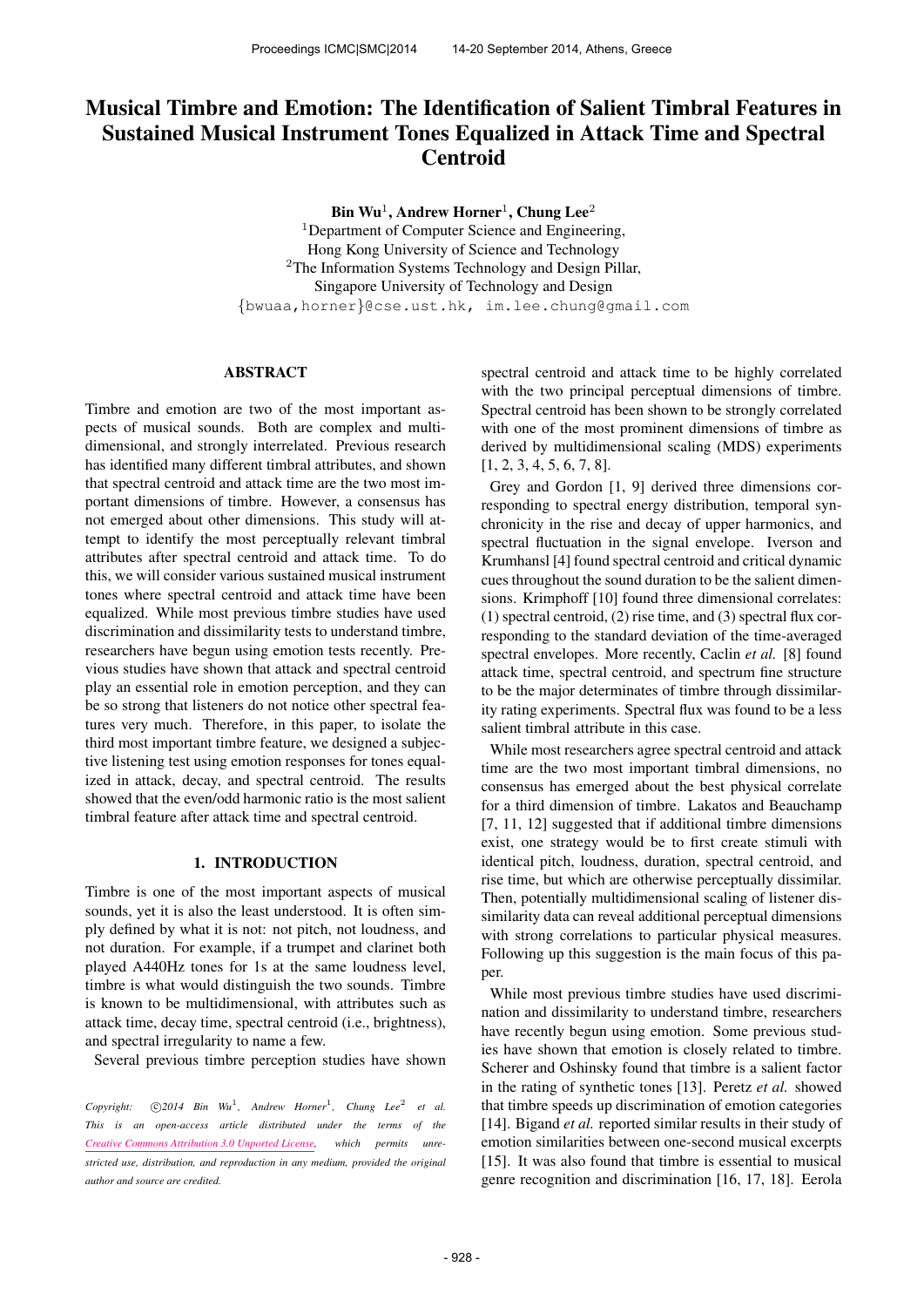# Musical Timbre and Emotion: The Identification of Salient Timbral Features in Sustained Musical Instrument Tones Equalized in Attack Time and Spectral Centroid

**Bin Wu**[1], **Andrew Horner**[1], **Chung Lee**[2]

[1]Department of Computer Science and Engineering,
Hong Kong University of Science and Technology
[2]The Information Systems Technology and Design Pillar,
Singapore University of Technology and Design
{bwuaa,horner}@cse.ust.hk, im.lee.chung@gmail.com

## ABSTRACT

Timbre and emotion are two of the most important aspects of musical sounds. Both are complex and multidimensional, and strongly interrelated. Previous research has identified many different timbral attributes, and shown that spectral centroid and attack time are the two most important dimensions of timbre. However, a consensus has not emerged about other dimensions. This study will attempt to identify the most perceptually relevant timbral attributes after spectral centroid and attack time. To do this, we will consider various sustained musical instrument tones where spectral centroid and attack time have been equalized. While most previous timbre studies have used discrimination and dissimilarity tests to understand timbre, researchers have begun using emotion tests recently. Previous studies have shown that attack and spectral centroid play an essential role in emotion perception, and they can be so strong that listeners do not notice other spectral features very much. Therefore, in this paper, to isolate the third most important timbre feature, we designed a subjective listening test using emotion responses for tones equalized in attack, decay, and spectral centroid. The results showed that the even/odd harmonic ratio is the most salient timbral feature after attack time and spectral centroid.

## 1. INTRODUCTION

Timbre is one of the most important aspects of musical sounds, yet it is also the least understood. It is often simply defined by what it is not: not pitch, not loudness, and not duration. For example, if a trumpet and clarinet both played A440Hz tones for 1s at the same loudness level, timbre is what would distinguish the two sounds. Timbre is known to be multidimensional, with attributes such as attack time, decay time, spectral centroid (i.e., brightness), and spectral irregularity to name a few.

Several previous timbre perception studies have shown spectral centroid and attack time to be highly correlated with the two principal perceptual dimensions of timbre. Spectral centroid has been shown to be strongly correlated with one of the most prominent dimensions of timbre as derived by multidimensional scaling (MDS) experiments [1, 2, 3, 4, 5, 6, 7, 8].

Grey and Gordon [1, 9] derived three dimensions corresponding to spectral energy distribution, temporal synchronicity in the rise and decay of upper harmonics, and spectral fluctuation in the signal envelope. Iverson and Krumhansl [4] found spectral centroid and critical dynamic cues throughout the sound duration to be the salient dimensions. Krimphoff [10] found three dimensional correlates: (1) spectral centroid, (2) rise time, and (3) spectral flux corresponding to the standard deviation of the time-averaged spectral envelopes. More recently, Caclin *et al.* [8] found attack time, spectral centroid, and spectrum fine structure to be the major determinates of timbre through dissimilarity rating experiments. Spectral flux was found to be a less salient timbral attribute in this case.

While most researchers agree spectral centroid and attack time are the two most important timbral dimensions, no consensus has emerged about the best physical correlate for a third dimension of timbre. Lakatos and Beauchamp [7, 11, 12] suggested that if additional timbre dimensions exist, one strategy would be to first create stimuli with identical pitch, loudness, duration, spectral centroid, and rise time, but which are otherwise perceptually dissimilar. Then, potentially multidimensional scaling of listener dissimilarity data can reveal additional perceptual dimensions with strong correlations to particular physical measures. Following up this suggestion is the main focus of this paper.

While most previous timbre studies have used discrimination and dissimilarity to understand timbre, researchers have recently begun using emotion. Some previous studies have shown that emotion is closely related to timbre. Scherer and Oshinsky found that timbre is a salient factor in the rating of synthetic tones [13]. Peretz *et al.* showed that timbre speeds up discrimination of emotion categories [14]. Bigand *et al.* reported similar results in their study of emotion similarities between one-second musical excerpts [15]. It was also found that timbre is essential to musical genre recognition and discrimination [16, 17, 18]. Eerola

*Copyright: ©2014 Bin Wu[1], Andrew Horner[1], Chung Lee[2] et al. This is an open-access article distributed under the terms of the Creative Commons Attribution 3.0 Unported License, which permits unrestricted use, distribution, and reproduction in any medium, provided the original author and source are credited.*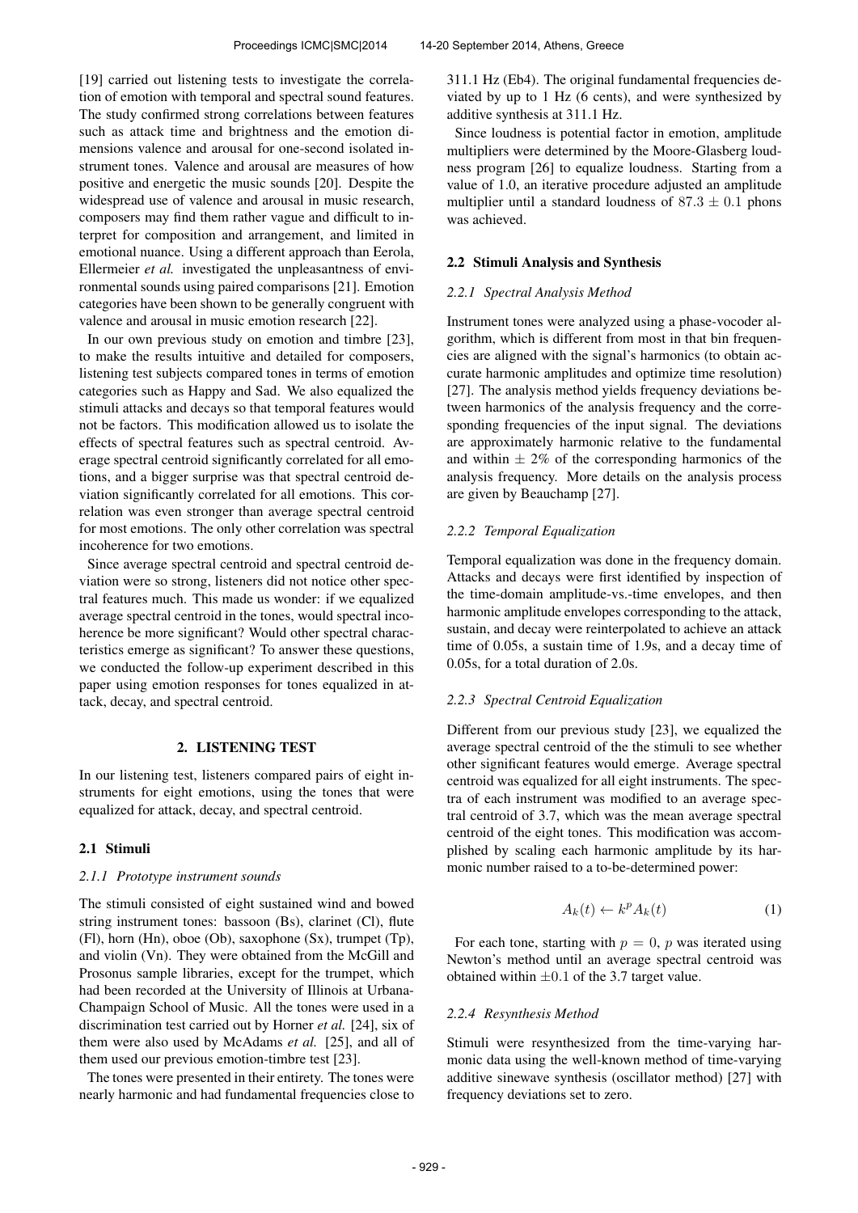[19] carried out listening tests to investigate the correlation of emotion with temporal and spectral sound features. The study confirmed strong correlations between features such as attack time and brightness and the emotion dimensions valence and arousal for one-second isolated instrument tones. Valence and arousal are measures of how positive and energetic the music sounds [20]. Despite the widespread use of valence and arousal in music research, composers may find them rather vague and difficult to interpret for composition and arrangement, and limited in emotional nuance. Using a different approach than Eerola, Ellermeier *et al.* investigated the unpleasantness of environmental sounds using paired comparisons [21]. Emotion categories have been shown to be generally congruent with valence and arousal in music emotion research [22].

In our own previous study on emotion and timbre [23], to make the results intuitive and detailed for composers, listening test subjects compared tones in terms of emotion categories such as Happy and Sad. We also equalized the stimuli attacks and decays so that temporal features would not be factors. This modification allowed us to isolate the effects of spectral features such as spectral centroid. Average spectral centroid significantly correlated for all emotions, and a bigger surprise was that spectral centroid deviation significantly correlated for all emotions. This correlation was even stronger than average spectral centroid for most emotions. The only other correlation was spectral incoherence for two emotions.

Since average spectral centroid and spectral centroid deviation were so strong, listeners did not notice other spectral features much. This made us wonder: if we equalized average spectral centroid in the tones, would spectral incoherence be more significant? Would other spectral characteristics emerge as significant? To answer these questions, we conducted the follow-up experiment described in this paper using emotion responses for tones equalized in attack, decay, and spectral centroid.

## 2. LISTENING TEST

In our listening test, listeners compared pairs of eight instruments for eight emotions, using the tones that were equalized for attack, decay, and spectral centroid.

### 2.1 Stimuli

#### *2.1.1 Prototype instrument sounds*

The stimuli consisted of eight sustained wind and bowed string instrument tones: bassoon (Bs), clarinet (Cl), flute (Fl), horn (Hn), oboe (Ob), saxophone (Sx), trumpet (Tp), and violin (Vn). They were obtained from the McGill and Prosonus sample libraries, except for the trumpet, which had been recorded at the University of Illinois at Urbana-Champaign School of Music. All the tones were used in a discrimination test carried out by Horner *et al.* [24], six of them were also used by McAdams *et al.* [25], and all of them used our previous emotion-timbre test [23].

The tones were presented in their entirety. The tones were nearly harmonic and had fundamental frequencies close to 311.1 Hz (Eb4). The original fundamental frequencies deviated by up to 1 Hz (6 cents), and were synthesized by additive synthesis at 311.1 Hz.

Since loudness is potential factor in emotion, amplitude multipliers were determined by the Moore-Glasberg loudness program [26] to equalize loudness. Starting from a value of 1.0, an iterative procedure adjusted an amplitude multiplier until a standard loudness of $87.3 \pm 0.1$ phons was achieved.

### 2.2 Stimuli Analysis and Synthesis

#### *2.2.1 Spectral Analysis Method*

Instrument tones were analyzed using a phase-vocoder algorithm, which is different from most in that bin frequencies are aligned with the signal's harmonics (to obtain accurate harmonic amplitudes and optimize time resolution) [27]. The analysis method yields frequency deviations between harmonics of the analysis frequency and the corresponding frequencies of the input signal. The deviations are approximately harmonic relative to the fundamental and within $\pm$ 2% of the corresponding harmonics of the analysis frequency. More details on the analysis process are given by Beauchamp [27].

#### *2.2.2 Temporal Equalization*

Temporal equalization was done in the frequency domain. Attacks and decays were first identified by inspection of the time-domain amplitude-vs.-time envelopes, and then harmonic amplitude envelopes corresponding to the attack, sustain, and decay were reinterpolated to achieve an attack time of 0.05s, a sustain time of 1.9s, and a decay time of 0.05s, for a total duration of 2.0s.

#### *2.2.3 Spectral Centroid Equalization*

Different from our previous study [23], we equalized the average spectral centroid of the the stimuli to see whether other significant features would emerge. Average spectral centroid was equalized for all eight instruments. The spectra of each instrument was modified to an average spectral centroid of 3.7, which was the mean average spectral centroid of the eight tones. This modification was accomplished by scaling each harmonic amplitude by its harmonic number raised to a to-be-determined power:

$$A_k(t) \leftarrow k^p A_k(t) \tag{1}$$

For each tone, starting with $p = 0$, $p$ was iterated using Newton's method until an average spectral centroid was obtained within $\pm 0.1$ of the 3.7 target value.

#### *2.2.4 Resynthesis Method*

Stimuli were resynthesized from the time-varying harmonic data using the well-known method of time-varying additive sinewave synthesis (oscillator method) [27] with frequency deviations set to zero.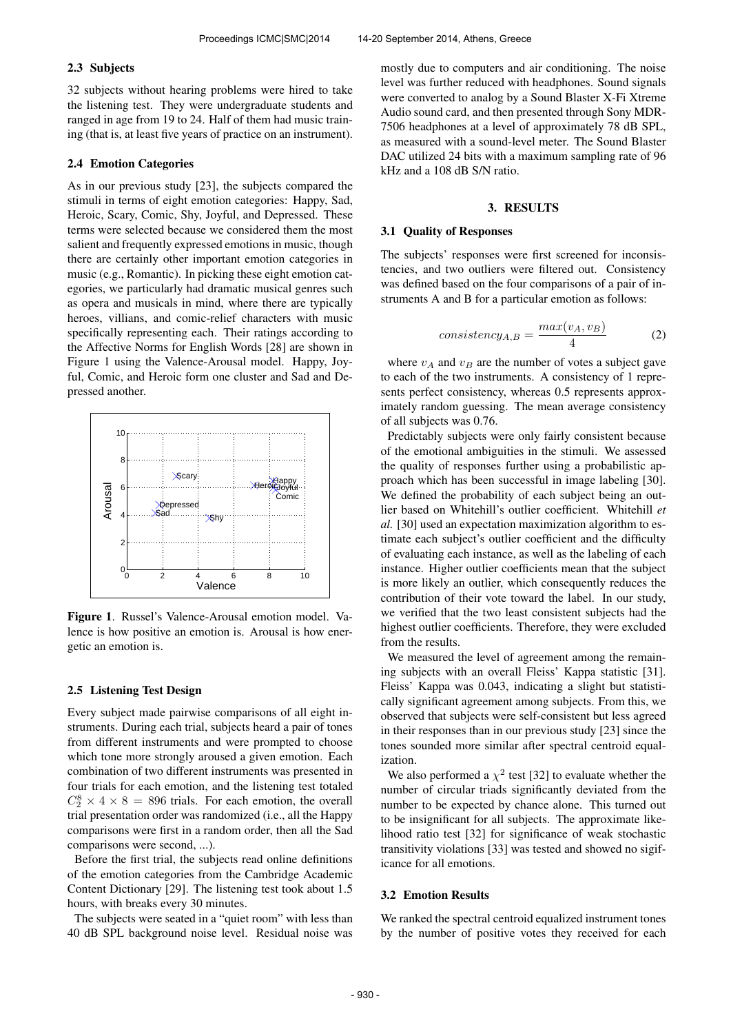### 2.3 Subjects

32 subjects without hearing problems were hired to take the listening test. They were undergraduate students and ranged in age from 19 to 24. Half of them had music training (that is, at least five years of practice on an instrument).

### 2.4 Emotion Categories

As in our previous study [23], the subjects compared the stimuli in terms of eight emotion categories: Happy, Sad, Heroic, Scary, Comic, Shy, Joyful, and Depressed. These terms were selected because we considered them the most salient and frequently expressed emotions in music, though there are certainly other important emotion categories in music (e.g., Romantic). In picking these eight emotion categories, we particularly had dramatic musical genres such as opera and musicals in mind, where there are typically heroes, villians, and comic-relief characters with music specifically representing each. Their ratings according to the Affective Norms for English Words [28] are shown in Figure 1 using the Valence-Arousal model. Happy, Joyful, Comic, and Heroic form one cluster and Sad and Depressed another.

**Figure 1**. Russel's Valence-Arousal emotion model. Valence is how positive an emotion is. Arousal is how energetic an emotion is.

### 2.5 Listening Test Design

Every subject made pairwise comparisons of all eight instruments. During each trial, subjects heard a pair of tones from different instruments and were prompted to choose which tone more strongly aroused a given emotion. Each combination of two different instruments was presented in four trials for each emotion, and the listening test totaled $C_2^8 \times 4 \times 8 = 896$ trials. For each emotion, the overall trial presentation order was randomized (i.e., all the Happy comparisons were first in a random order, then all the Sad comparisons were second, ...).

Before the first trial, the subjects read online definitions of the emotion categories from the Cambridge Academic Content Dictionary [29]. The listening test took about 1.5 hours, with breaks every 30 minutes.

The subjects were seated in a "quiet room" with less than 40 dB SPL background noise level. Residual noise was mostly due to computers and air conditioning. The noise level was further reduced with headphones. Sound signals were converted to analog by a Sound Blaster X-Fi Xtreme Audio sound card, and then presented through Sony MDR-7506 headphones at a level of approximately 78 dB SPL, as measured with a sound-level meter. The Sound Blaster DAC utilized 24 bits with a maximum sampling rate of 96 kHz and a 108 dB S/N ratio.

## 3. RESULTS

### 3.1 Quality of Responses

The subjects' responses were first screened for inconsistencies, and two outliers were filtered out. Consistency was defined based on the four comparisons of a pair of instruments A and B for a particular emotion as follows:

$$consistency_{A,B} = \frac{max(v_A, v_B)}{4} \tag{2}$$

where $v_A$ and $v_B$ are the number of votes a subject gave to each of the two instruments. A consistency of 1 represents perfect consistency, whereas 0.5 represents approximately random guessing. The mean average consistency of all subjects was 0.76.

Predictably subjects were only fairly consistent because of the emotional ambiguities in the stimuli. We assessed the quality of responses further using a probabilistic approach which has been successful in image labeling [30]. We defined the probability of each subject being an outlier based on Whitehill's outlier coefficient. Whitehill *et al.* [30] used an expectation maximization algorithm to estimate each subject's outlier coefficient and the difficulty of evaluating each instance, as well as the labeling of each instance. Higher outlier coefficients mean that the subject is more likely an outlier, which consequently reduces the contribution of their vote toward the label. In our study, we verified that the two least consistent subjects had the highest outlier coefficients. Therefore, they were excluded from the results.

We measured the level of agreement among the remaining subjects with an overall Fleiss' Kappa statistic [31]. Fleiss' Kappa was 0.043, indicating a slight but statistically significant agreement among subjects. From this, we observed that subjects were self-consistent but less agreed in their responses than in our previous study [23] since the tones sounded more similar after spectral centroid equalization.

We also performed a $\chi^2$ test [32] to evaluate whether the number of circular triads significantly deviated from the number to be expected by chance alone. This turned out to be insignificant for all subjects. The approximate likelihood ratio test [32] for significance of weak stochastic transitivity violations [33] was tested and showed no sigificance for all emotions.

### 3.2 Emotion Results

We ranked the spectral centroid equalized instrument tones by the number of positive votes they received for each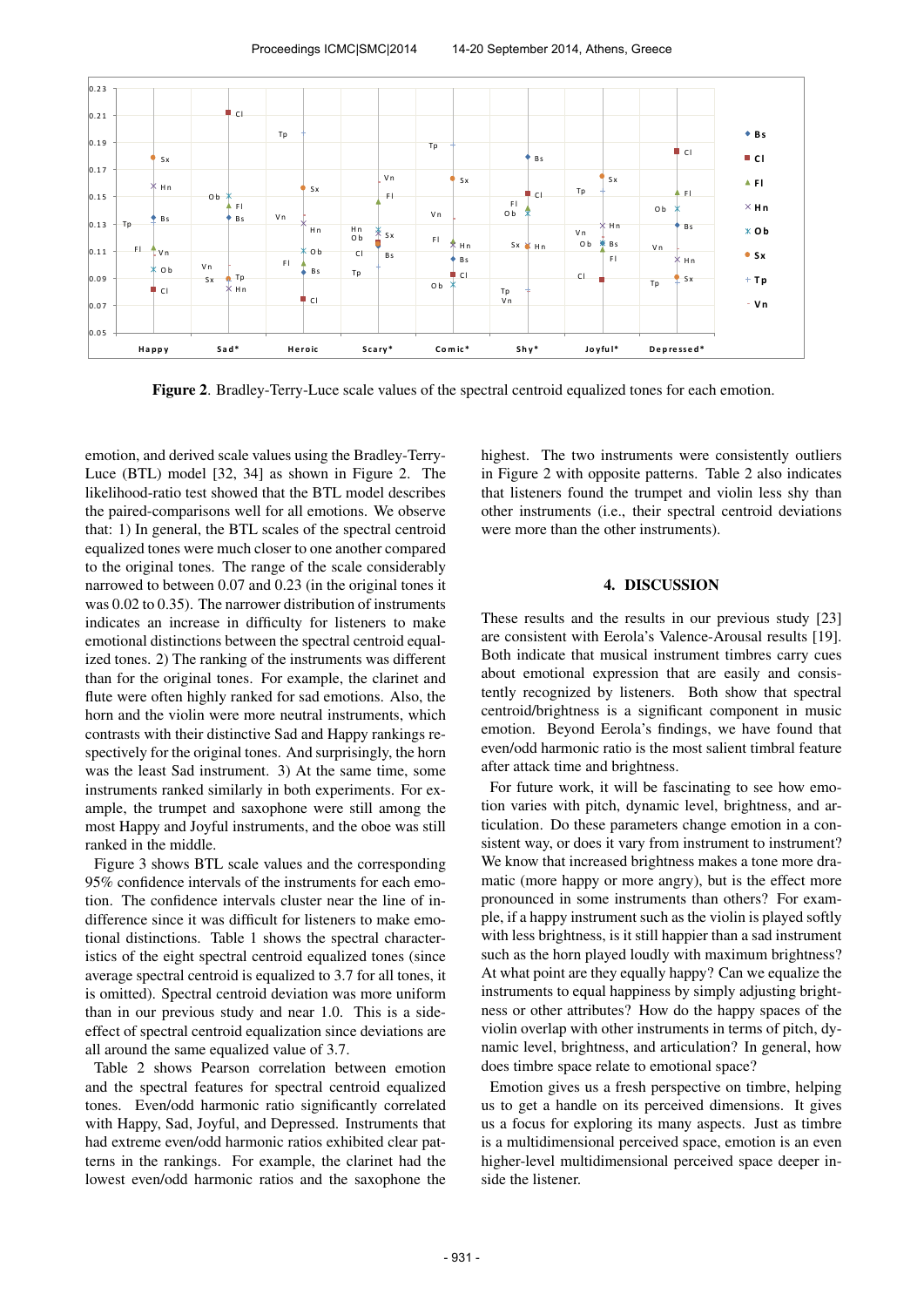**Figure 2**. Bradley-Terry-Luce scale values of the spectral centroid equalized tones for each emotion.

emotion, and derived scale values using the Bradley-Terry-Luce (BTL) model [32, 34] as shown in Figure 2. The likelihood-ratio test showed that the BTL model describes the paired-comparisons well for all emotions. We observe that: 1) In general, the BTL scales of the spectral centroid equalized tones were much closer to one another compared to the original tones. The range of the scale considerably narrowed to between 0.07 and 0.23 (in the original tones it was 0.02 to 0.35). The narrower distribution of instruments indicates an increase in difficulty for listeners to make emotional distinctions between the spectral centroid equalized tones. 2) The ranking of the instruments was different than for the original tones. For example, the clarinet and flute were often highly ranked for sad emotions. Also, the horn and the violin were more neutral instruments, which contrasts with their distinctive Sad and Happy rankings respectively for the original tones. And surprisingly, the horn was the least Sad instrument. 3) At the same time, some instruments ranked similarly in both experiments. For example, the trumpet and saxophone were still among the most Happy and Joyful instruments, and the oboe was still ranked in the middle.

Figure 3 shows BTL scale values and the corresponding 95% confidence intervals of the instruments for each emotion. The confidence intervals cluster near the line of indifference since it was difficult for listeners to make emotional distinctions. Table 1 shows the spectral characteristics of the eight spectral centroid equalized tones (since average spectral centroid is equalized to 3.7 for all tones, it is omitted). Spectral centroid deviation was more uniform than in our previous study and near 1.0. This is a side-effect of spectral centroid equalization since deviations are all around the same equalized value of 3.7.

Table 2 shows Pearson correlation between emotion and the spectral features for spectral centroid equalized tones. Even/odd harmonic ratio significantly correlated with Happy, Sad, Joyful, and Depressed. Instruments that had extreme even/odd harmonic ratios exhibited clear patterns in the rankings. For example, the clarinet had the lowest even/odd harmonic ratios and the saxophone the highest. The two instruments were consistently outliers in Figure 2 with opposite patterns. Table 2 also indicates that listeners found the trumpet and violin less shy than other instruments (i.e., their spectral centroid deviations were more than the other instruments).

## 4. DISCUSSION

These results and the results in our previous study [23] are consistent with Eerola's Valence-Arousal results [19]. Both indicate that musical instrument timbres carry cues about emotional expression that are easily and consistently recognized by listeners. Both show that spectral centroid/brightness is a significant component in music emotion. Beyond Eerola's findings, we have found that even/odd harmonic ratio is the most salient timbral feature after attack time and brightness.

For future work, it will be fascinating to see how emotion varies with pitch, dynamic level, brightness, and articulation. Do these parameters change emotion in a consistent way, or does it vary from instrument to instrument? We know that increased brightness makes a tone more dramatic (more happy or more angry), but is the effect more pronounced in some instruments than others? For example, if a happy instrument such as the violin is played softly with less brightness, is it still happier than a sad instrument such as the horn played loudly with maximum brightness? At what point are they equally happy? Can we equalize the instruments to equal happiness by simply adjusting brightness or other attributes? How do the happy spaces of the violin overlap with other instruments in terms of pitch, dynamic level, brightness, and articulation? In general, how does timbre space relate to emotional space?

Emotion gives us a fresh perspective on timbre, helping us to get a handle on its perceived dimensions. It gives us a focus for exploring its many aspects. Just as timbre is a multidimensional perceived space, emotion is an even higher-level multidimensional perceived space deeper inside the listener.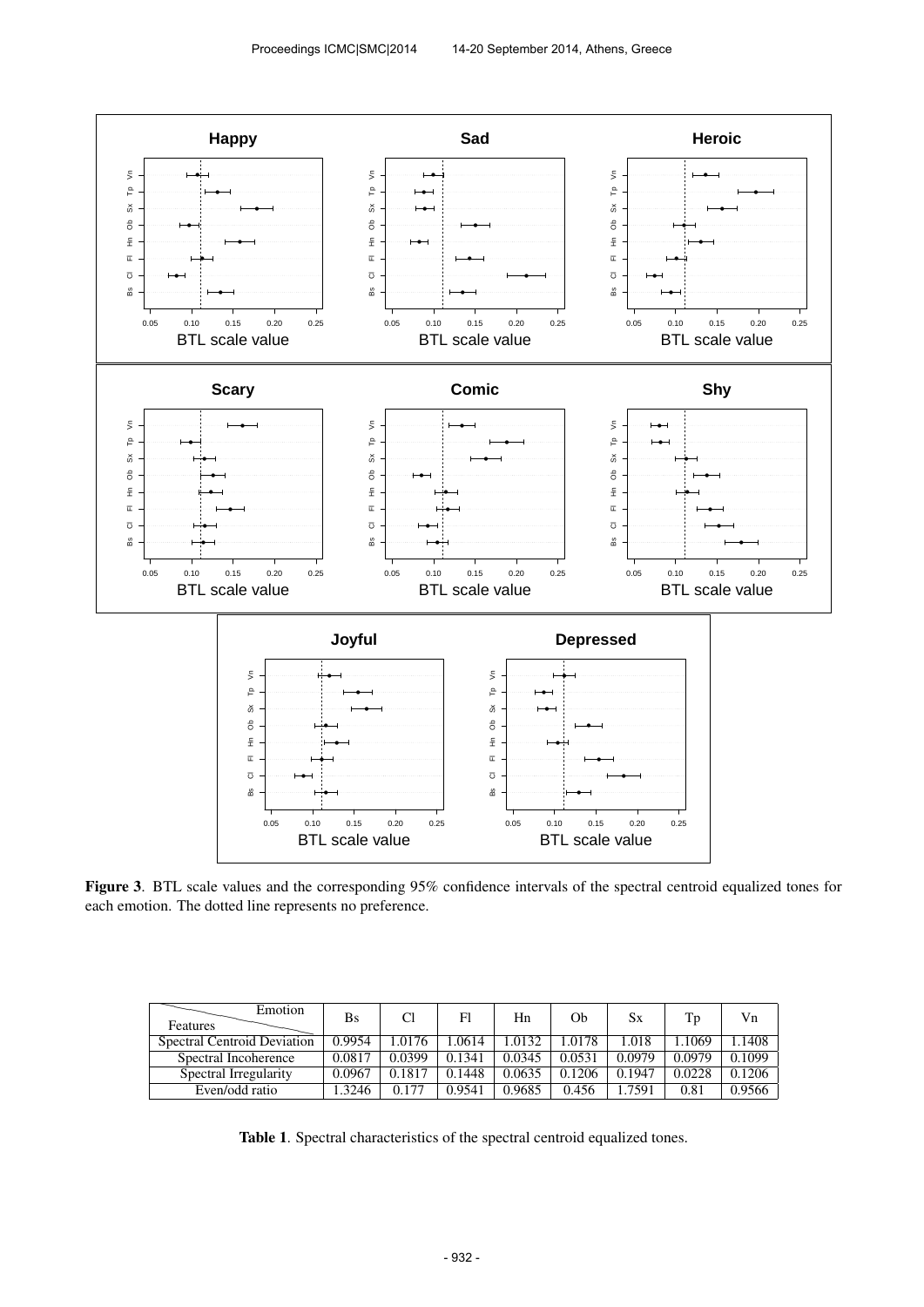**Figure 3**. BTL scale values and the corresponding 95% confidence intervals of the spectral centroid equalized tones for each emotion. The dotted line represents no preference.

| Features \ Emotion | Bs | Cl | Fl | Hn | Ob | Sx | Tp | Vn |
|---|---|---|---|---|---|---|---|---|
| Spectral Centroid Deviation | 0.9954 | 1.0176 | 1.0614 | 1.0132 | 1.0178 | 1.018 | 1.1069 | 1.1408 |
| Spectral Incoherence | 0.0817 | 0.0399 | 0.1341 | 0.0345 | 0.0531 | 0.0979 | 0.0979 | 0.1099 |
| Spectral Irregularity | 0.0967 | 0.1817 | 0.1448 | 0.0635 | 0.1206 | 0.1947 | 0.0228 | 0.1206 |
| Even/odd ratio | 1.3246 | 0.177 | 0.9541 | 0.9685 | 0.456 | 1.7591 | 0.81 | 0.9566 |

**Table 1**. Spectral characteristics of the spectral centroid equalized tones.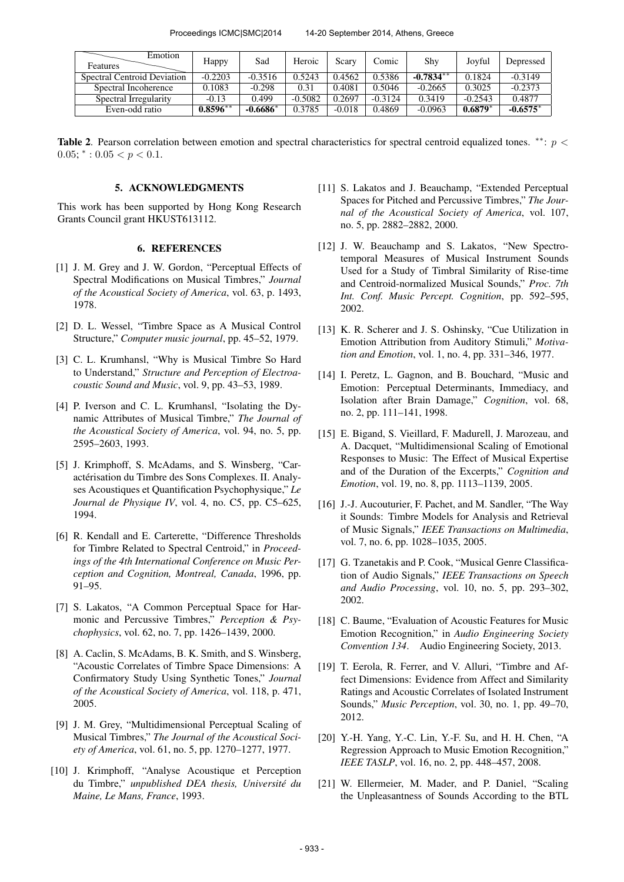| Features \ Emotion | Happy | Sad | Heroic | Scary | Comic | Shy | Joyful | Depressed |
|---|---|---|---|---|---|---|---|---|
| Spectral Centroid Deviation | -0.2203 | -0.3516 | 0.5243 | 0.4562 | 0.5386 | **-0.7834**$^{**}$ | 0.1824 | -0.3149 |
| Spectral Incoherence | 0.1083 | -0.298 | 0.31 | 0.4081 | 0.5046 | -0.2665 | 0.3025 | -0.2373 |
| Spectral Irregularity | -0.13 | 0.499 | -0.5082 | 0.2697 | -0.3124 | 0.3419 | -0.2543 | 0.4877 |
| Even-odd ratio | **0.8596**$^{**}$ | **-0.6686**$^{*}$ | 0.3785 | -0.018 | 0.4869 | -0.0963 | **0.6879**$^{*}$ | **-0.6575**$^{*}$ |

**Table 2**. Pearson correlation between emotion and spectral characteristics for spectral centroid equalized tones. $^{**}$: $p < 0.05$; $^{*}$: $0.05 < p < 0.1$.

## 5. ACKNOWLEDGMENTS

This work has been supported by Hong Kong Research Grants Council grant HKUST613112.

## 6. REFERENCES

[1] J. M. Grey and J. W. Gordon, "Perceptual Effects of Spectral Modifications on Musical Timbres," *Journal of the Acoustical Society of America*, vol. 63, p. 1493, 1978.

[2] D. L. Wessel, "Timbre Space as A Musical Control Structure," *Computer music journal*, pp. 45–52, 1979.

[3] C. L. Krumhansl, "Why is Musical Timbre So Hard to Understand," *Structure and Perception of Electroacoustic Sound and Music*, vol. 9, pp. 43–53, 1989.

[4] P. Iverson and C. L. Krumhansl, "Isolating the Dynamic Attributes of Musical Timbre," *The Journal of the Acoustical Society of America*, vol. 94, no. 5, pp. 2595–2603, 1993.

[5] J. Krimphoff, S. McAdams, and S. Winsberg, "Caractérisation du Timbre des Sons Complexes. II. Analyses Acoustiques et Quantification Psychophysique," *Le Journal de Physique IV*, vol. 4, no. C5, pp. C5–625, 1994.

[6] R. Kendall and E. Carterette, "Difference Thresholds for Timbre Related to Spectral Centroid," in *Proceedings of the 4th International Conference on Music Perception and Cognition, Montreal, Canada*, 1996, pp. 91–95.

[7] S. Lakatos, "A Common Perceptual Space for Harmonic and Percussive Timbres," *Perception & Psychophysics*, vol. 62, no. 7, pp. 1426–1439, 2000.

[8] A. Caclin, S. McAdams, B. K. Smith, and S. Winsberg, "Acoustic Correlates of Timbre Space Dimensions: A Confirmatory Study Using Synthetic Tones," *Journal of the Acoustical Society of America*, vol. 118, p. 471, 2005.

[9] J. M. Grey, "Multidimensional Perceptual Scaling of Musical Timbres," *The Journal of the Acoustical Society of America*, vol. 61, no. 5, pp. 1270–1277, 1977.

[10] J. Krimphoff, "Analyse Acoustique et Perception du Timbre," *unpublished DEA thesis, Université du Maine, Le Mans, France*, 1993.

[11] S. Lakatos and J. Beauchamp, "Extended Perceptual Spaces for Pitched and Percussive Timbres," *The Journal of the Acoustical Society of America*, vol. 107, no. 5, pp. 2882–2882, 2000.

[12] J. W. Beauchamp and S. Lakatos, "New Spectro-temporal Measures of Musical Instrument Sounds Used for a Study of Timbral Similarity of Rise-time and Centroid-normalized Musical Sounds," *Proc. 7th Int. Conf. Music Percept. Cognition*, pp. 592–595, 2002.

[13] K. R. Scherer and J. S. Oshinsky, "Cue Utilization in Emotion Attribution from Auditory Stimuli," *Motivation and Emotion*, vol. 1, no. 4, pp. 331–346, 1977.

[14] I. Peretz, L. Gagnon, and B. Bouchard, "Music and Emotion: Perceptual Determinants, Immediacy, and Isolation after Brain Damage," *Cognition*, vol. 68, no. 2, pp. 111–141, 1998.

[15] E. Bigand, S. Vieillard, F. Madurell, J. Marozeau, and A. Dacquet, "Multidimensional Scaling of Emotional Responses to Music: The Effect of Musical Expertise and of the Duration of the Excerpts," *Cognition and Emotion*, vol. 19, no. 8, pp. 1113–1139, 2005.

[16] J.-J. Aucouturier, F. Pachet, and M. Sandler, "The Way it Sounds: Timbre Models for Analysis and Retrieval of Music Signals," *IEEE Transactions on Multimedia*, vol. 7, no. 6, pp. 1028–1035, 2005.

[17] G. Tzanetakis and P. Cook, "Musical Genre Classification of Audio Signals," *IEEE Transactions on Speech and Audio Processing*, vol. 10, no. 5, pp. 293–302, 2002.

[18] C. Baume, "Evaluation of Acoustic Features for Music Emotion Recognition," in *Audio Engineering Society Convention 134*. Audio Engineering Society, 2013.

[19] T. Eerola, R. Ferrer, and V. Alluri, "Timbre and Affect Dimensions: Evidence from Affect and Similarity Ratings and Acoustic Correlates of Isolated Instrument Sounds," *Music Perception*, vol. 30, no. 1, pp. 49–70, 2012.

[20] Y.-H. Yang, Y.-C. Lin, Y.-F. Su, and H. H. Chen, "A Regression Approach to Music Emotion Recognition," *IEEE TASLP*, vol. 16, no. 2, pp. 448–457, 2008.

[21] W. Ellermeier, M. Mader, and P. Daniel, "Scaling the Unpleasantness of Sounds According to the BTL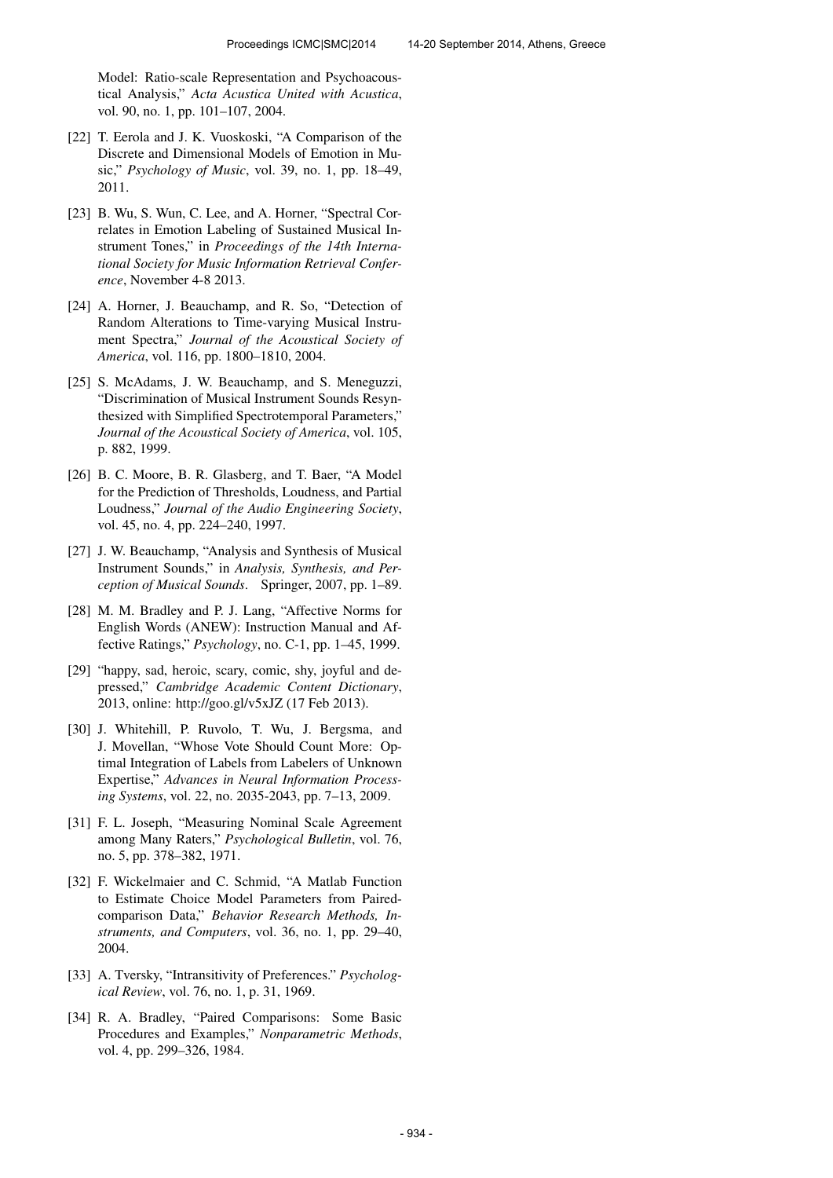Model: Ratio-scale Representation and Psychoacoustical Analysis," *Acta Acustica United with Acustica*, vol. 90, no. 1, pp. 101–107, 2004.

[22] T. Eerola and J. K. Vuoskoski, "A Comparison of the Discrete and Dimensional Models of Emotion in Music," *Psychology of Music*, vol. 39, no. 1, pp. 18–49, 2011.

[23] B. Wu, S. Wun, C. Lee, and A. Horner, "Spectral Correlates in Emotion Labeling of Sustained Musical Instrument Tones," in *Proceedings of the 14th International Society for Music Information Retrieval Conference*, November 4-8 2013.

[24] A. Horner, J. Beauchamp, and R. So, "Detection of Random Alterations to Time-varying Musical Instrument Spectra," *Journal of the Acoustical Society of America*, vol. 116, pp. 1800–1810, 2004.

[25] S. McAdams, J. W. Beauchamp, and S. Meneguzzi, "Discrimination of Musical Instrument Sounds Resynthesized with Simplified Spectrotemporal Parameters," *Journal of the Acoustical Society of America*, vol. 105, p. 882, 1999.

[26] B. C. Moore, B. R. Glasberg, and T. Baer, "A Model for the Prediction of Thresholds, Loudness, and Partial Loudness," *Journal of the Audio Engineering Society*, vol. 45, no. 4, pp. 224–240, 1997.

[27] J. W. Beauchamp, "Analysis and Synthesis of Musical Instrument Sounds," in *Analysis, Synthesis, and Perception of Musical Sounds*. Springer, 2007, pp. 1–89.

[28] M. M. Bradley and P. J. Lang, "Affective Norms for English Words (ANEW): Instruction Manual and Affective Ratings," *Psychology*, no. C-1, pp. 1–45, 1999.

[29] "happy, sad, heroic, scary, comic, shy, joyful and depressed," *Cambridge Academic Content Dictionary*, 2013, online: http://goo.gl/v5xJZ (17 Feb 2013).

[30] J. Whitehill, P. Ruvolo, T. Wu, J. Bergsma, and J. Movellan, "Whose Vote Should Count More: Optimal Integration of Labels from Labelers of Unknown Expertise," *Advances in Neural Information Processing Systems*, vol. 22, no. 2035-2043, pp. 7–13, 2009.

[31] F. L. Joseph, "Measuring Nominal Scale Agreement among Many Raters," *Psychological Bulletin*, vol. 76, no. 5, pp. 378–382, 1971.

[32] F. Wickelmaier and C. Schmid, "A Matlab Function to Estimate Choice Model Parameters from Paired-comparison Data," *Behavior Research Methods, Instruments, and Computers*, vol. 36, no. 1, pp. 29–40, 2004.

[33] A. Tversky, "Intransitivity of Preferences." *Psychological Review*, vol. 76, no. 1, p. 31, 1969.

[34] R. A. Bradley, "Paired Comparisons: Some Basic Procedures and Examples," *Nonparametric Methods*, vol. 4, pp. 299–326, 1984.